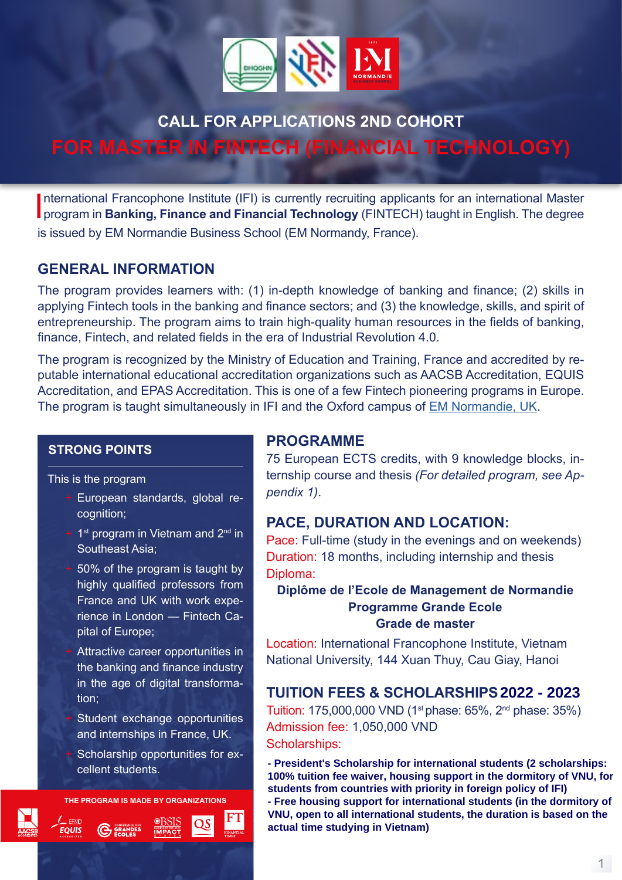# CALL FOR APPLICATIONS 2ND COHORT

# FOR MASTER IN FINTECH (FINANCIAL TECHNOLOGY)

International Francophone Institute (IFI) is currently recruiting applicants for an international Master program in **Banking, Finance and Financial Technology** (FINTECH) taught in English. The degree is issued by EM Normandie Business School (EM Normandy, France).

## GENERAL INFORMATION

The program provides learners with: (1) in-depth knowledge of banking and finance; (2) skills in applying Fintech tools in the banking and finance sectors; and (3) the knowledge, skills, and spirit of entrepreneurship. The program aims to train high-quality human resources in the fields of banking, finance, Fintech, and related fields in the era of Industrial Revolution 4.0.

The program is recognized by the Ministry of Education and Training, France and accredited by reputable international educational accreditation organizations such as AACSB Accreditation, EQUIS Accreditation, and EPAS Accreditation. This is one of a few Fintech pioneering programs in Europe. The program is taught simultaneously in IFI and the Oxford campus of EM Normandie, UK.

### STRONG POINTS

This is the program

- European standards, global recognition;
- 1st program in Vietnam and 2nd in Southeast Asia;
- 50% of the program is taught by highly qualified professors from France and UK with work experience in London — Fintech Capital of Europe;
- Attractive career opportunities in the banking and finance industry in the age of digital transformation;
- Student exchange opportunities and internships in France, UK.
- Scholarship opportunities for excellent students.

THE PROGRAM IS MADE BY ORGANIZATIONS

AACSB ACCREDITED · EQUIS ACCREDITED · CONFÉRENCE DES GRANDES ÉCOLES · BSIS BUSINESS SCHOOL IMPACT SYSTEM · QS · FT FINANCIAL TIMES

## PROGRAMME

75 European ECTS credits, with 9 knowledge blocks, internship course and thesis *(For detailed program, see Appendix 1)*.

## PACE, DURATION AND LOCATION:

Pace: Full-time (study in the evenings and on weekends)

Duration: 18 months, including internship and thesis

Diploma:

**Diplôme de l'Ecole de Management de Normandie**
**Programme Grande Ecole**
**Grade de master**

Location: International Francophone Institute, Vietnam National University, 144 Xuan Thuy, Cau Giay, Hanoi

## TUITION FEES & SCHOLARSHIPS 2022 - 2023

Tuition: 175,000,000 VND (1st phase: 65%, 2nd phase: 35%)

Admission fee: 1,050,000 VND

Scholarships:

**- President's Scholarship for international students (2 scholarships: 100% tuition fee waiver, housing support in the dormitory of VNU, for students from countries with priority in foreign policy of IFI)**
**- Free housing support for international students (in the dormitory of VNU, open to all international students, the duration is based on the actual time studying in Vietnam)**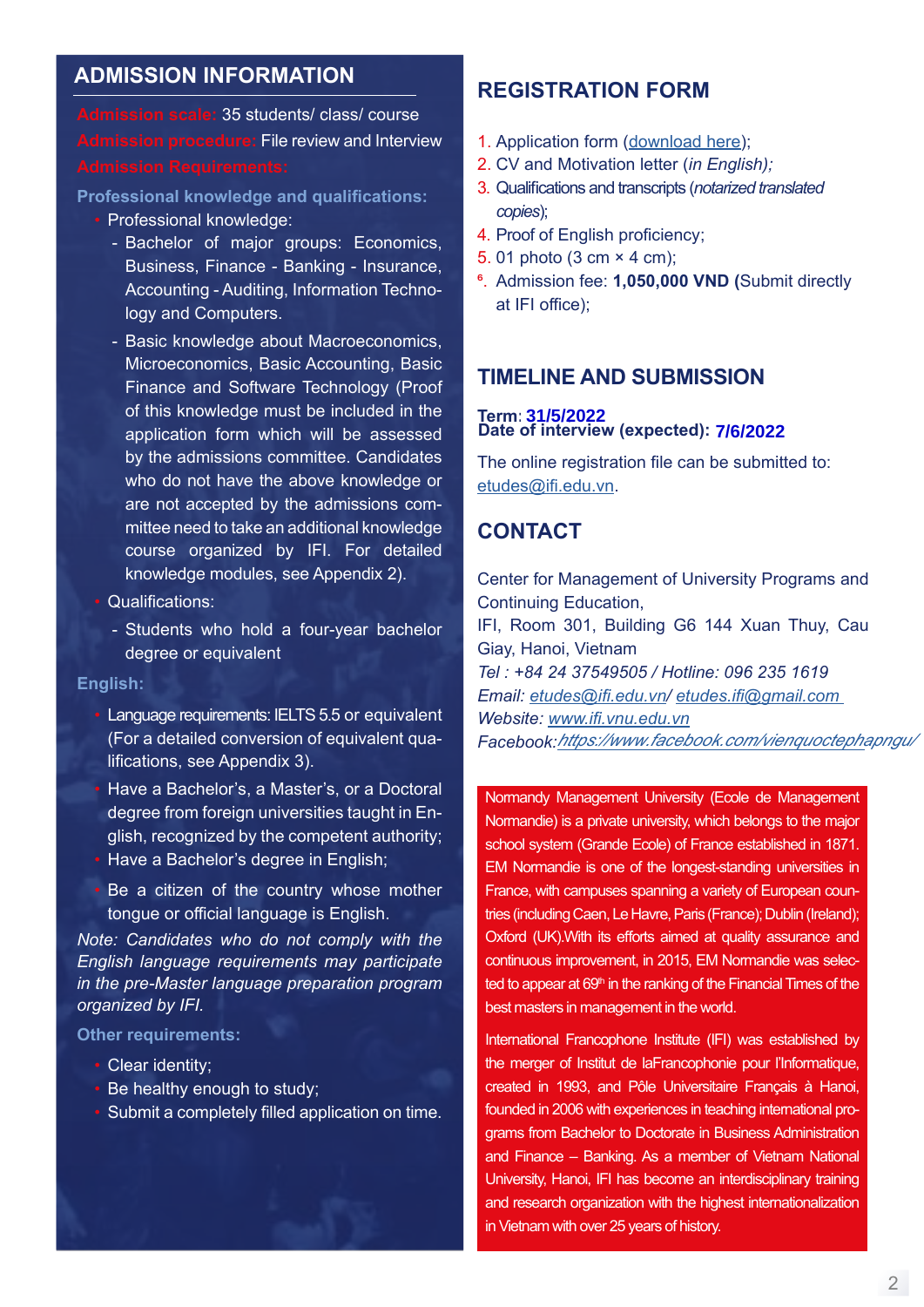## ADMISSION INFORMATION

**Admission scale:** 35 students/ class/ course

**Admission procedure:** File review and Interview

**Admission Requirements:**

**Professional knowledge and qualifications:**

- Professional knowledge:
  - Bachelor of major groups: Economics, Business, Finance - Banking - Insurance, Accounting - Auditing, Information Technology and Computers.
  - Basic knowledge about Macroeconomics, Microeconomics, Basic Accounting, Basic Finance and Software Technology (Proof of this knowledge must be included in the application form which will be assessed by the admissions committee. Candidates who do not have the above knowledge or are not accepted by the admissions committee need to take an additional knowledge course organized by IFI. For detailed knowledge modules, see Appendix 2).
- Qualifications:
  - Students who hold a four-year bachelor degree or equivalent

**English:**

- Language requirements: IELTS 5.5 or equivalent (For a detailed conversion of equivalent qualifications, see Appendix 3).
- Have a Bachelor's, a Master's, or a Doctoral degree from foreign universities taught in English, recognized by the competent authority;
- Have a Bachelor's degree in English;
- Be a citizen of the country whose mother tongue or official language is English.

*Note: Candidates who do not comply with the English language requirements may participate in the pre-Master language preparation program organized by IFI.*

**Other requirements:**

- Clear identity;
- Be healthy enough to study;
- Submit a completely filled application on time.

## REGISTRATION FORM

1. Application form (download here);
2. CV and Motivation letter (*in English);*
3. Qualifications and transcripts (*notarized translated copies*);
4. Proof of English proficiency;
5. 01 photo (3 cm × 4 cm);
6. Admission fee: **1,050,000 VND (**Submit directly at IFI office);

## TIMELINE AND SUBMISSION

**Term**: **31/5/2022**

**Date of interview (expected): 7/6/2022**

The online registration file can be submitted to: etudes@ifi.edu.vn.

## CONTACT

Center for Management of University Programs and Continuing Education,

IFI, Room 301, Building G6 144 Xuan Thuy, Cau Giay, Hanoi, Vietnam

*Tel : +84 24 37549505 / Hotline: 096 235 1619*

*Email: etudes@ifi.edu.vn/ etudes.ifi@gmail.com*

*Website: www.ifi.vnu.edu.vn*

*Facebook: https://www.facebook.com/vienquoctephapngu/*

Normandy Management University (Ecole de Management Normandie) is a private university, which belongs to the major school system (Grande Ecole) of France established in 1871. EM Normandie is one of the longest-standing universities in France, with campuses spanning a variety of European countries (including Caen, Le Havre, Paris (France); Dublin (Ireland); Oxford (UK).With its efforts aimed at quality assurance and continuous improvement, in 2015, EM Normandie was selected to appear at 69th in the ranking of the Financial Times of the best masters in management in the world.

International Francophone Institute (IFI) was established by the merger of Institut de laFrancophonie pour l'Informatique, created in 1993, and Pôle Universitaire Français à Hanoi, founded in 2006 with experiences in teaching international programs from Bachelor to Doctorate in Business Administration and Finance – Banking. As a member of Vietnam National University, Hanoi, IFI has become an interdisciplinary training and research organization with the highest internationalization in Vietnam with over 25 years of history.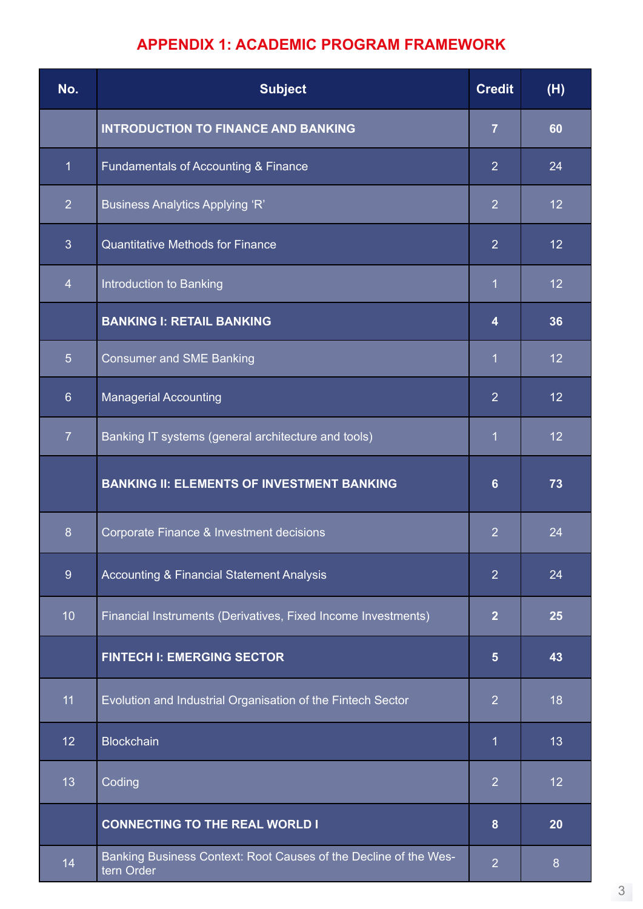## APPENDIX 1: ACADEMIC PROGRAM FRAMEWORK

| No. | Subject | Credit | (H) |
|---|---|---|---|
| | **INTRODUCTION TO FINANCE AND BANKING** | **7** | **60** |
| 1 | Fundamentals of Accounting & Finance | 2 | 24 |
| 2 | Business Analytics Applying 'R' | 2 | 12 |
| 3 | Quantitative Methods for Finance | 2 | 12 |
| 4 | Introduction to Banking | 1 | 12 |
| | **BANKING I: RETAIL BANKING** | **4** | **36** |
| 5 | Consumer and SME Banking | 1 | 12 |
| 6 | Managerial Accounting | 2 | 12 |
| 7 | Banking IT systems (general architecture and tools) | 1 | 12 |
| | **BANKING II: ELEMENTS OF INVESTMENT BANKING** | **6** | **73** |
| 8 | Corporate Finance & Investment decisions | 2 | 24 |
| 9 | Accounting & Financial Statement Analysis | 2 | 24 |
| 10 | Financial Instruments (Derivatives, Fixed Income Investments) | **2** | **25** |
| | **FINTECH I: EMERGING SECTOR** | **5** | **43** |
| 11 | Evolution and Industrial Organisation of the Fintech Sector | 2 | 18 |
| 12 | Blockchain | 1 | 13 |
| 13 | Coding | 2 | 12 |
| | **CONNECTING TO THE REAL WORLD I** | **8** | **20** |
| 14 | Banking Business Context: Root Causes of the Decline of the Western Order | 2 | 8 |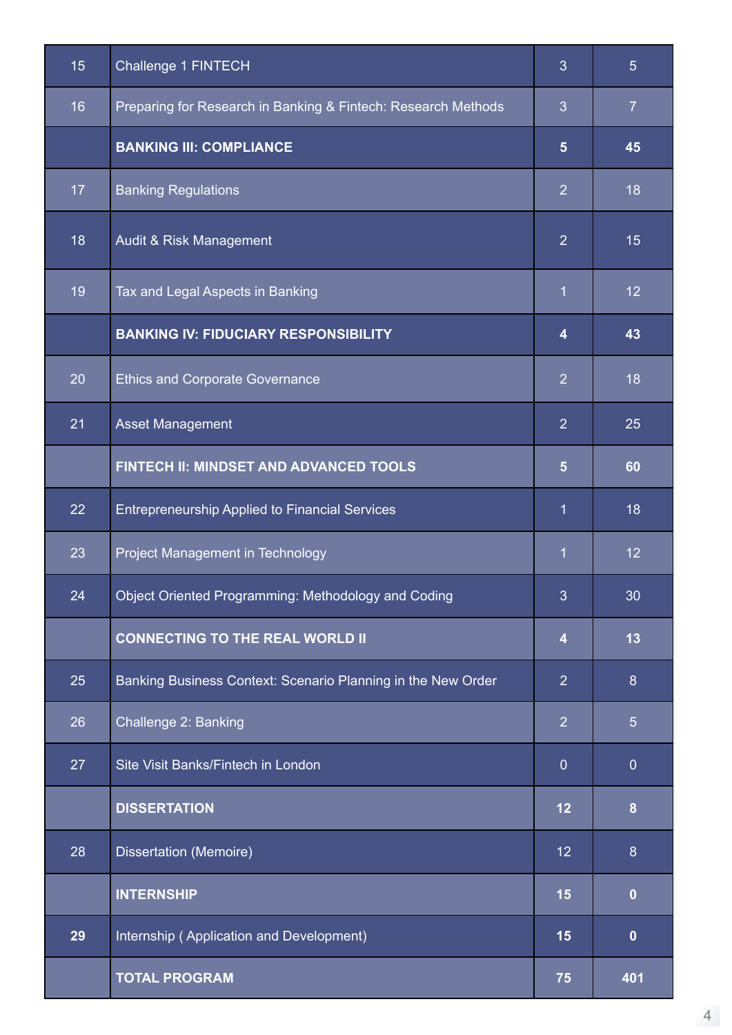| | | | |
|---|---|---|---|
| 15 | Challenge 1 FINTECH | 3 | 5 |
| 16 | Preparing for Research in Banking & Fintech: Research Methods | 3 | 7 |
| | **BANKING III: COMPLIANCE** | **5** | **45** |
| 17 | Banking Regulations | 2 | 18 |
| 18 | Audit & Risk Management | 2 | 15 |
| 19 | Tax and Legal Aspects in Banking | 1 | 12 |
| | **BANKING IV: FIDUCIARY RESPONSIBILITY** | **4** | **43** |
| 20 | Ethics and Corporate Governance | 2 | 18 |
| 21 | Asset Management | 2 | 25 |
| | **FINTECH II: MINDSET AND ADVANCED TOOLS** | **5** | **60** |
| 22 | Entrepreneurship Applied to Financial Services | 1 | 18 |
| 23 | Project Management in Technology | 1 | 12 |
| 24 | Object Oriented Programming: Methodology and Coding | 3 | 30 |
| | **CONNECTING TO THE REAL WORLD II** | **4** | **13** |
| 25 | Banking Business Context: Scenario Planning in the New Order | 2 | 8 |
| 26 | Challenge 2: Banking | 2 | 5 |
| 27 | Site Visit Banks/Fintech in London | 0 | 0 |
| | **DISSERTATION** | **12** | **8** |
| 28 | Dissertation (Memoire) | 12 | 8 |
| | **INTERNSHIP** | **15** | **0** |
| **29** | Internship ( Application and Development) | **15** | **0** |
| | **TOTAL PROGRAM** | **75** | **401** |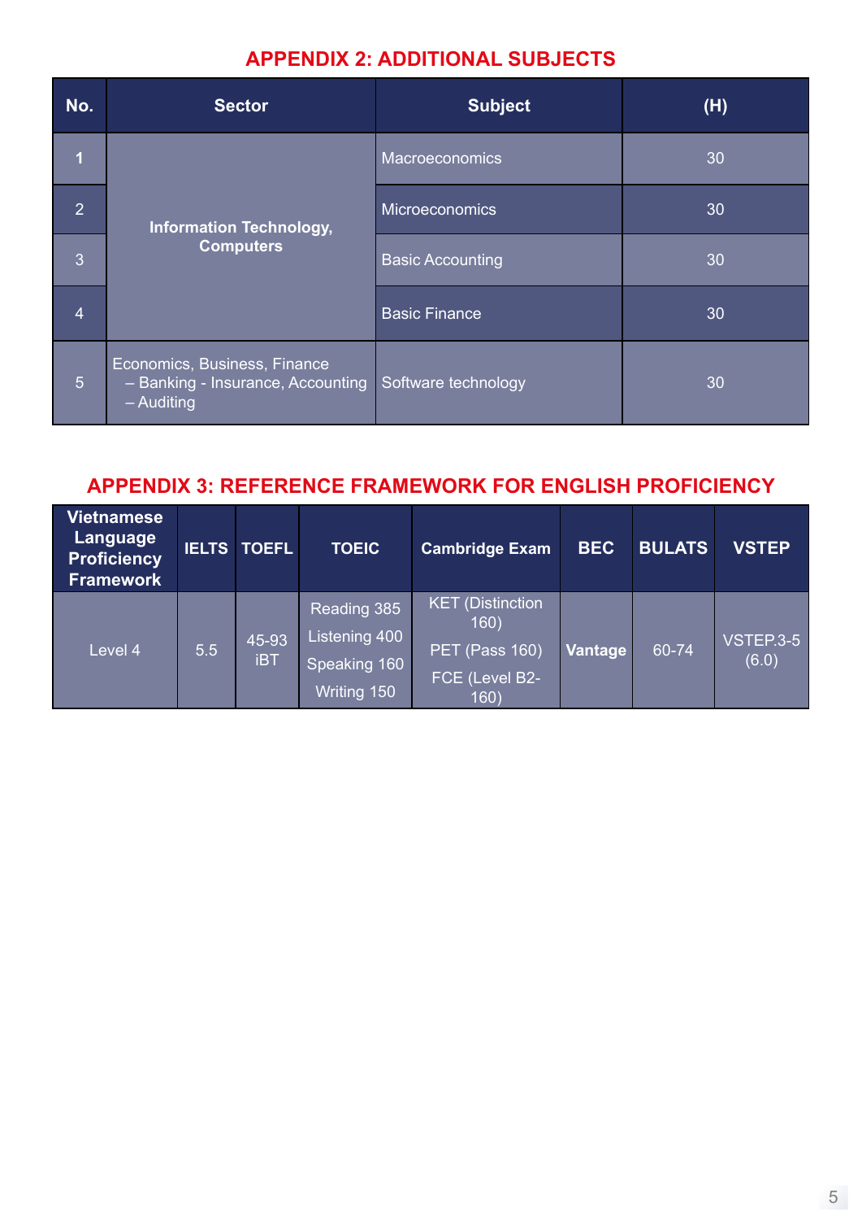## APPENDIX 2: ADDITIONAL SUBJECTS

| No. | Sector | Subject | (H) |
|---|---|---|---|
| 1 | Information Technology, Computers | Macroeconomics | 30 |
| 2 | | Microeconomics | 30 |
| 3 | | Basic Accounting | 30 |
| 4 | | Basic Finance | 30 |
| 5 | Economics, Business, Finance – Banking - Insurance, Accounting – Auditing | Software technology | 30 |

## APPENDIX 3: REFERENCE FRAMEWORK FOR ENGLISH PROFICIENCY

| Vietnamese Language Proficiency Framework | IELTS | TOEFL | TOEIC | Cambridge Exam | BEC | BULATS | VSTEP |
|---|---|---|---|---|---|---|---|
| Level 4 | 5.5 | 45-93 iBT | Reading 385<br>Listening 400<br>Speaking 160<br>Writing 150 | KET (Distinction 160)<br>PET (Pass 160)<br>FCE (Level B2-160) | **Vantage** | 60-74 | VSTEP.3-5 (6.0) |